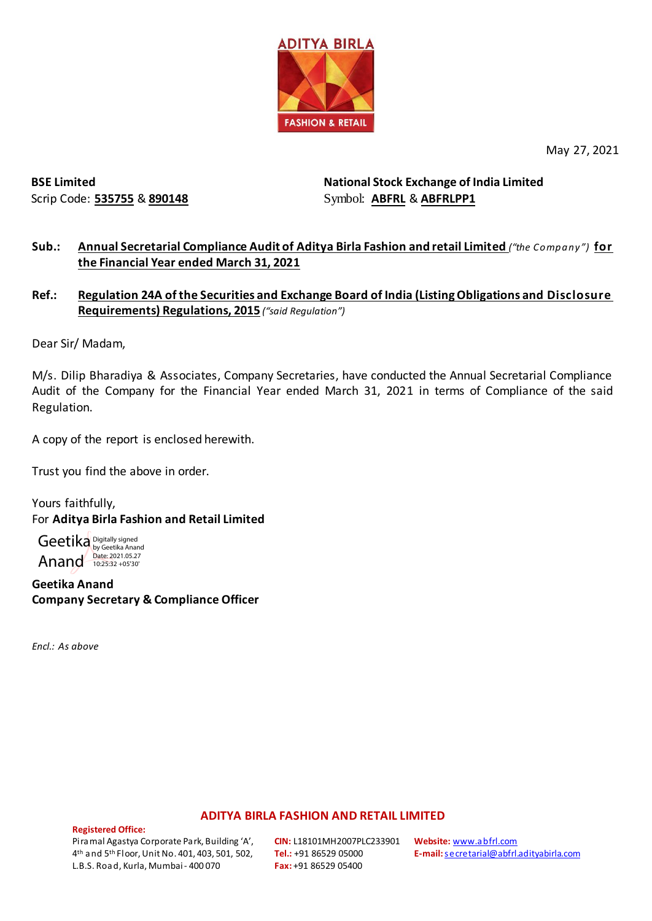May 27, 2021

**BSE Limited**
Scrip Code: **535755** & **890148**

**National Stock Exchange of India Limited**
Symbol: **ABFRL** & **ABFRLPP1**

**Sub.:** **Annual Secretarial Compliance Audit of Aditya Birla Fashion and retail Limited** *("the Company")* **for the Financial Year ended March 31, 2021**

**Ref.:** **Regulation 24A of the Securities and Exchange Board of India (Listing Obligations and Disclosure Requirements) Regulations, 2015** *("said Regulation")*

Dear Sir/ Madam,

M/s. Dilip Bharadiya & Associates, Company Secretaries, have conducted the Annual Secretarial Compliance Audit of the Company for the Financial Year ended March 31, 2021 in terms of Compliance of the said Regulation.

A copy of the report is enclosed herewith.

Trust you find the above in order.

Yours faithfully,
For **Aditya Birla Fashion and Retail Limited**

Geetika Anand
Digitally signed by Geetika Anand
Date: 2021.05.27 10:25:32 +05'30'

**Geetika Anand**
**Company Secretary & Compliance Officer**

*Encl.: As above*

**ADITYA BIRLA FASHION AND RETAIL LIMITED**

**Registered Office:**
Piramal Agastya Corporate Park, Building 'A', 4th and 5th Floor, Unit No. 401, 403, 501, 502, L.B.S. Road, Kurla, Mumbai - 400 070

**CIN:** L18101MH2007PLC233901
**Tel.:** +91 86529 05000
**Fax:** +91 86529 05400

**Website:** www.abfrl.com
**E-mail:** secretarial@abfrl.adityabirla.com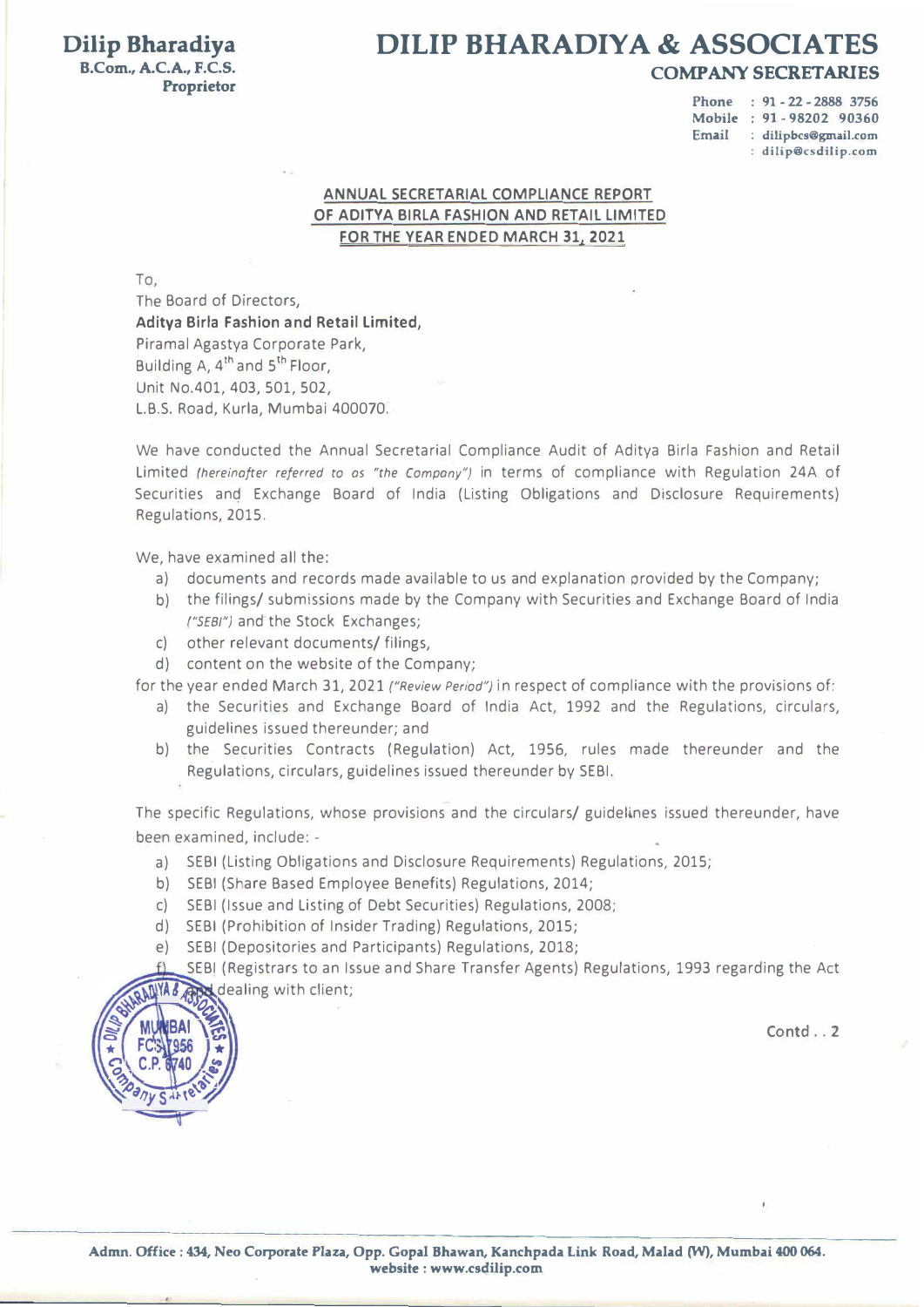**Dilip Bharadiya**
**B.Com., A.C.A., F.C.S.**
**Proprietor**

# DILIP BHARADIYA & ASSOCIATES

**COMPANY SECRETARIES**

Phone : 91 - 22 - 2888 3756
Mobile : 91 - 98202 90360
Email : dilipbcs@gmail.com
: dilip@csdilip.com

## ANNUAL SECRETARIAL COMPLIANCE REPORT OF ADITYA BIRLA FASHION AND RETAIL LIMITED FOR THE YEAR ENDED MARCH 31, 2021

To,
The Board of Directors,
**Aditya Birla Fashion and Retail Limited,**
Piramal Agastya Corporate Park,
Building A, 4th and 5th Floor,
Unit No.401, 403, 501, 502,
L.B.S. Road, Kurla, Mumbai 400070.

We have conducted the Annual Secretarial Compliance Audit of Aditya Birla Fashion and Retail Limited *(hereinafter referred to as "the Company")* in terms of compliance with Regulation 24A of Securities and Exchange Board of India (Listing Obligations and Disclosure Requirements) Regulations, 2015.

We, have examined all the:

a) documents and records made available to us and explanation provided by the Company;
b) the filings/ submissions made by the Company with Securities and Exchange Board of India *("SEBI")* and the Stock Exchanges;
c) other relevant documents/ filings,
d) content on the website of the Company;

for the year ended March 31, 2021 *("Review Period")* in respect of compliance with the provisions of:

a) the Securities and Exchange Board of India Act, 1992 and the Regulations, circulars, guidelines issued thereunder; and
b) the Securities Contracts (Regulation) Act, 1956, rules made thereunder and the Regulations, circulars, guidelines issued thereunder by SEBI.

The specific Regulations, whose provisions and the circulars/ guidelines issued thereunder, have been examined, include: -

a) SEBI (Listing Obligations and Disclosure Requirements) Regulations, 2015;
b) SEBI (Share Based Employee Benefits) Regulations, 2014;
c) SEBI (Issue and Listing of Debt Securities) Regulations, 2008;
d) SEBI (Prohibition of Insider Trading) Regulations, 2015;
e) SEBI (Depositories and Participants) Regulations, 2018;
f) SEBI (Registrars to an Issue and Share Transfer Agents) Regulations, 1993 regarding the Act and dealing with client;

Contd . . 2

Admn. Office : 434, Neo Corporate Plaza, Opp. Gopal Bhawan, Kanchpada Link Road, Malad (W), Mumbai 400 064.
website : www.csdilip.com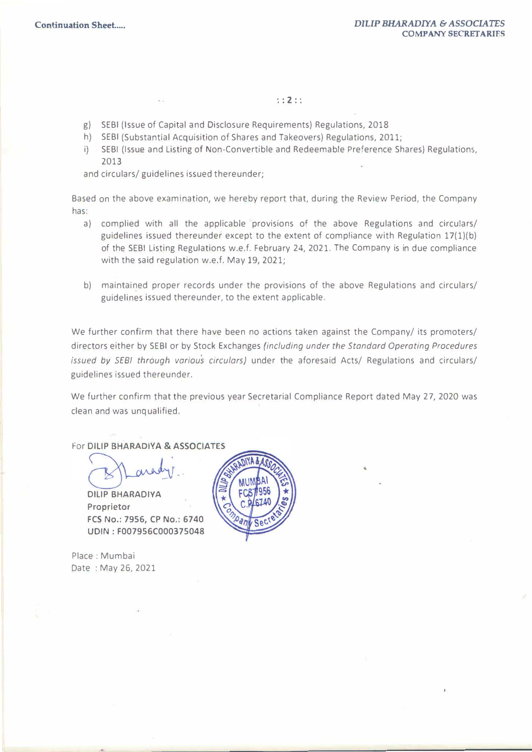g) SEBI (Issue of Capital and Disclosure Requirements) Regulations, 2018
h) SEBI (Substantial Acquisition of Shares and Takeovers) Regulations, 2011;
i) SEBI (Issue and Listing of Non-Convertible and Redeemable Preference Shares) Regulations, 2013

and circulars/ guidelines issued thereunder;

Based on the above examination, we hereby report that, during the Review Period, the Company has:

a) complied with all the applicable provisions of the above Regulations and circulars/ guidelines issued thereunder except to the extent of compliance with Regulation 17(1)(b) of the SEBI Listing Regulations w.e.f. February 24, 2021. The Company is in due compliance with the said regulation w.e.f. May 19, 2021;

b) maintained proper records under the provisions of the above Regulations and circulars/ guidelines issued thereunder, to the extent applicable.

We further confirm that there have been no actions taken against the Company/ its promoters/ directors either by SEBI or by Stock Exchanges *(including under the Standard Operating Procedures issued by SEBI through various circulars)* under the aforesaid Acts/ Regulations and circulars/ guidelines issued thereunder.

We further confirm that the previous year Secretarial Compliance Report dated May 27, 2020 was clean and was unqualified.

For **DILIP BHARADIYA & ASSOCIATES**

**DILIP BHARADIYA**
**Proprietor**
**FCS No.: 7956, CP No.: 6740**
**UDIN : F007956C000375048**

Place : Mumbai
Date : May 26, 2021